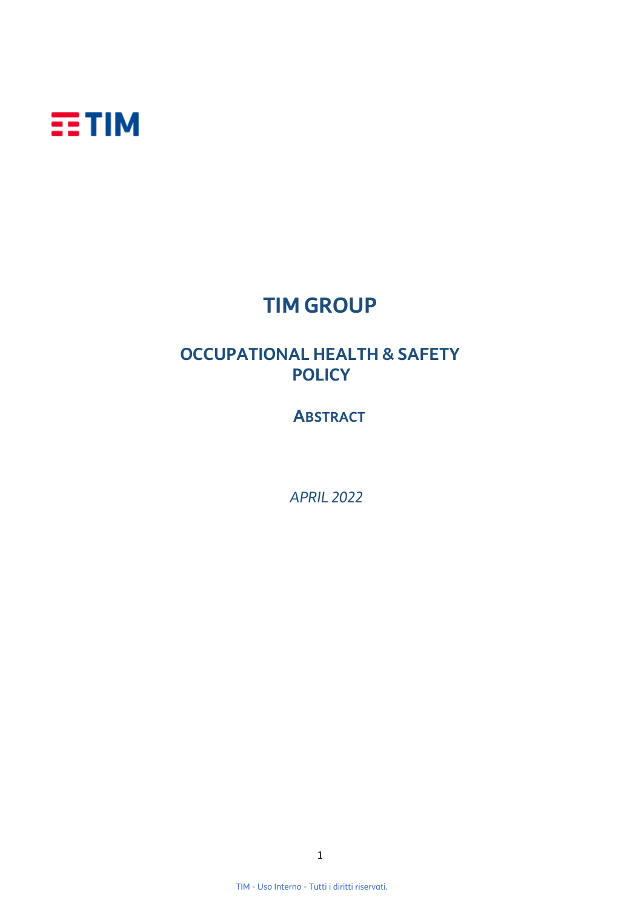# TIM GROUP

## OCCUPATIONAL HEALTH & SAFETY POLICY

### ABSTRACT

*APRIL 2022*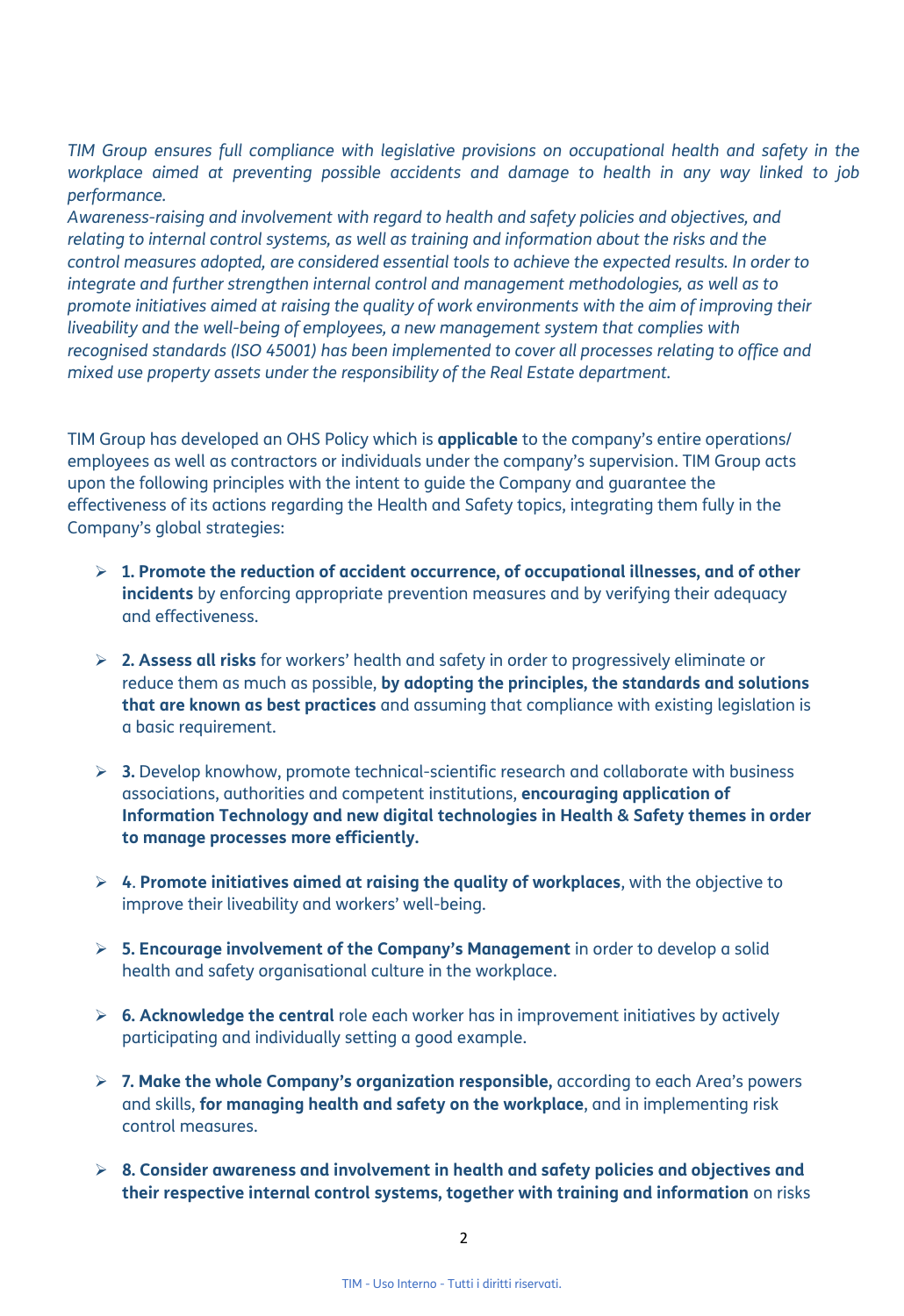*TIM Group ensures full compliance with legislative provisions on occupational health and safety in the workplace aimed at preventing possible accidents and damage to health in any way linked to job performance.*
*Awareness-raising and involvement with regard to health and safety policies and objectives, and relating to internal control systems, as well as training and information about the risks and the control measures adopted, are considered essential tools to achieve the expected results. In order to integrate and further strengthen internal control and management methodologies, as well as to promote initiatives aimed at raising the quality of work environments with the aim of improving their liveability and the well-being of employees, a new management system that complies with recognised standards (ISO 45001) has been implemented to cover all processes relating to office and mixed use property assets under the responsibility of the Real Estate department.*

TIM Group has developed an OHS Policy which is **applicable** to the company's entire operations/ employees as well as contractors or individuals under the company's supervision. TIM Group acts upon the following principles with the intent to guide the Company and guarantee the effectiveness of its actions regarding the Health and Safety topics, integrating them fully in the Company's global strategies:

- **1. Promote the reduction of accident occurrence, of occupational illnesses, and of other incidents** by enforcing appropriate prevention measures and by verifying their adequacy and effectiveness.

- **2. Assess all risks** for workers' health and safety in order to progressively eliminate or reduce them as much as possible, **by adopting the principles, the standards and solutions that are known as best practices** and assuming that compliance with existing legislation is a basic requirement.

- **3.** Develop knowhow, promote technical-scientific research and collaborate with business associations, authorities and competent institutions, **encouraging application of Information Technology and new digital technologies in Health & Safety themes in order to manage processes more efficiently.**

- **4**. **Promote initiatives aimed at raising the quality of workplaces**, with the objective to improve their liveability and workers' well-being.

- **5. Encourage involvement of the Company's Management** in order to develop a solid health and safety organisational culture in the workplace.

- **6. Acknowledge the central** role each worker has in improvement initiatives by actively participating and individually setting a good example.

- **7. Make the whole Company's organization responsible,** according to each Area's powers and skills, **for managing health and safety on the workplace**, and in implementing risk control measures.

- **8. Consider awareness and involvement in health and safety policies and objectives and their respective internal control systems, together with training and information** on risks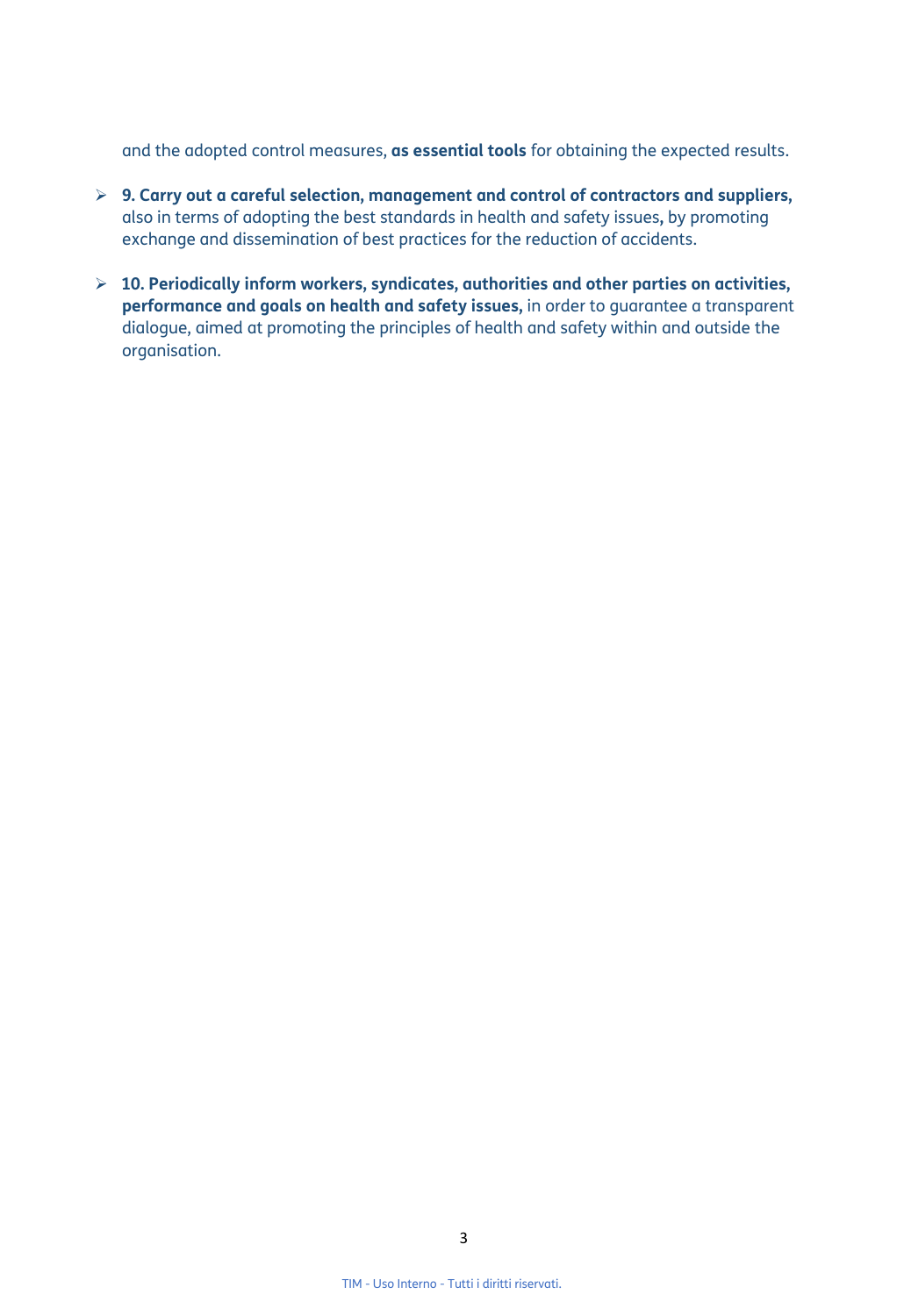and the adopted control measures, **as essential tools** for obtaining the expected results.

- **9. Carry out a careful selection, management and control of contractors and suppliers,** also in terms of adopting the best standards in health and safety issues, by promoting exchange and dissemination of best practices for the reduction of accidents.

- **10. Periodically inform workers, syndicates, authorities and other parties on activities, performance and goals on health and safety issues,** in order to guarantee a transparent dialogue, aimed at promoting the principles of health and safety within and outside the organisation.